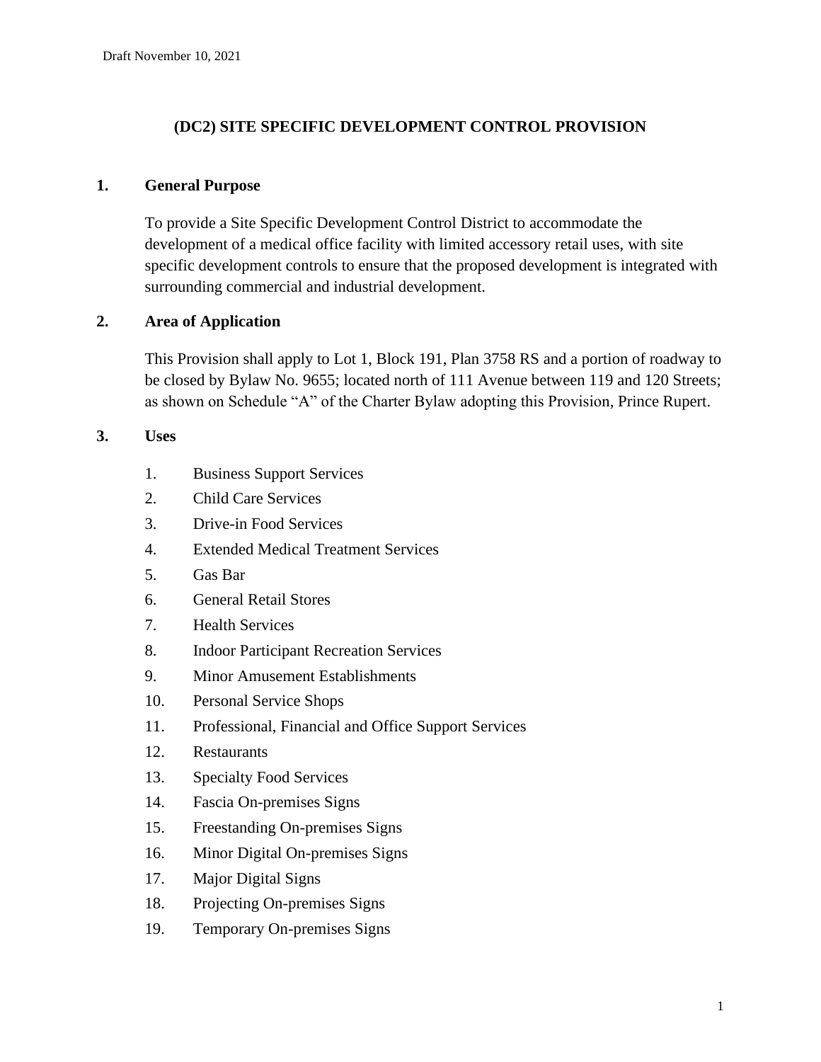Draft November 10, 2021

# (DC2) SITE SPECIFIC DEVELOPMENT CONTROL PROVISION

## 1. General Purpose

To provide a Site Specific Development Control District to accommodate the development of a medical office facility with limited accessory retail uses, with site specific development controls to ensure that the proposed development is integrated with surrounding commercial and industrial development.

## 2. Area of Application

This Provision shall apply to Lot 1, Block 191, Plan 3758 RS and a portion of roadway to be closed by Bylaw No. 9655; located north of 111 Avenue between 119 and 120 Streets; as shown on Schedule "A" of the Charter Bylaw adopting this Provision, Prince Rupert.

## 3. Uses

1. Business Support Services
2. Child Care Services
3. Drive-in Food Services
4. Extended Medical Treatment Services
5. Gas Bar
6. General Retail Stores
7. Health Services
8. Indoor Participant Recreation Services
9. Minor Amusement Establishments
10. Personal Service Shops
11. Professional, Financial and Office Support Services
12. Restaurants
13. Specialty Food Services
14. Fascia On-premises Signs
15. Freestanding On-premises Signs
16. Minor Digital On-premises Signs
17. Major Digital Signs
18. Projecting On-premises Signs
19. Temporary On-premises Signs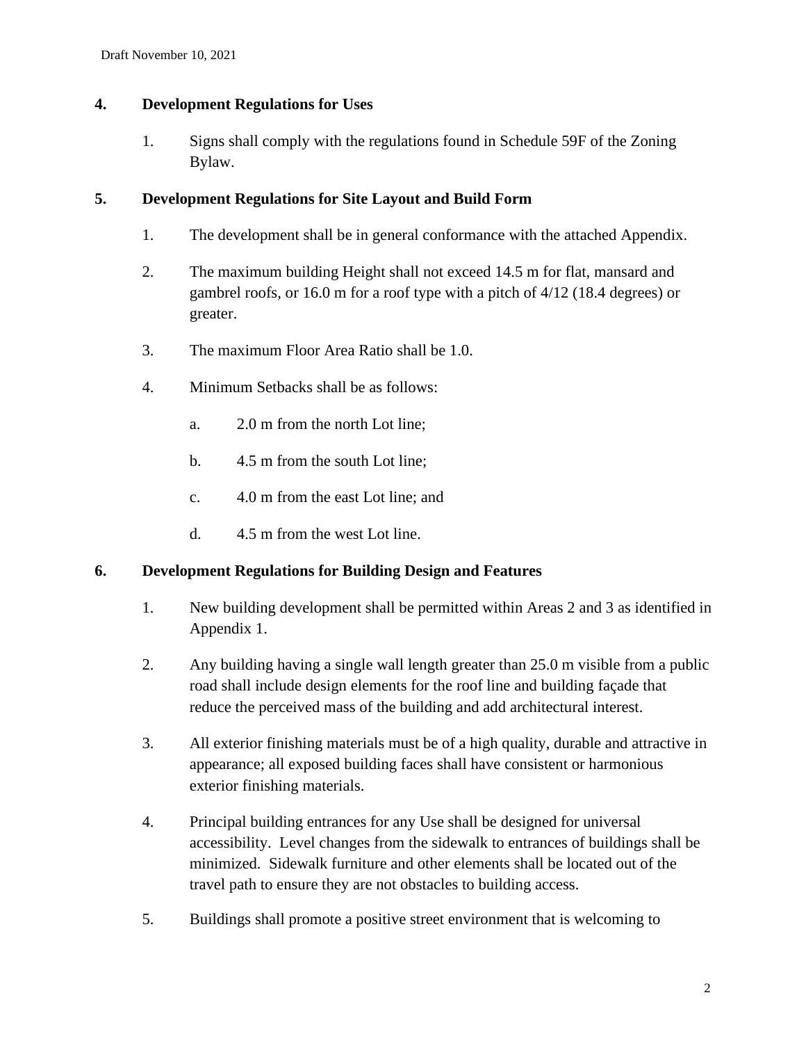## 4. Development Regulations for Uses

1. Signs shall comply with the regulations found in Schedule 59F of the Zoning Bylaw.

## 5. Development Regulations for Site Layout and Build Form

1. The development shall be in general conformance with the attached Appendix.

2. The maximum building Height shall not exceed 14.5 m for flat, mansard and gambrel roofs, or 16.0 m for a roof type with a pitch of 4/12 (18.4 degrees) or greater.

3. The maximum Floor Area Ratio shall be 1.0.

4. Minimum Setbacks shall be as follows:

   a. 2.0 m from the north Lot line;

   b. 4.5 m from the south Lot line;

   c. 4.0 m from the east Lot line; and

   d. 4.5 m from the west Lot line.

## 6. Development Regulations for Building Design and Features

1. New building development shall be permitted within Areas 2 and 3 as identified in Appendix 1.

2. Any building having a single wall length greater than 25.0 m visible from a public road shall include design elements for the roof line and building façade that reduce the perceived mass of the building and add architectural interest.

3. All exterior finishing materials must be of a high quality, durable and attractive in appearance; all exposed building faces shall have consistent or harmonious exterior finishing materials.

4. Principal building entrances for any Use shall be designed for universal accessibility. Level changes from the sidewalk to entrances of buildings shall be minimized. Sidewalk furniture and other elements shall be located out of the travel path to ensure they are not obstacles to building access.

5. Buildings shall promote a positive street environment that is welcoming to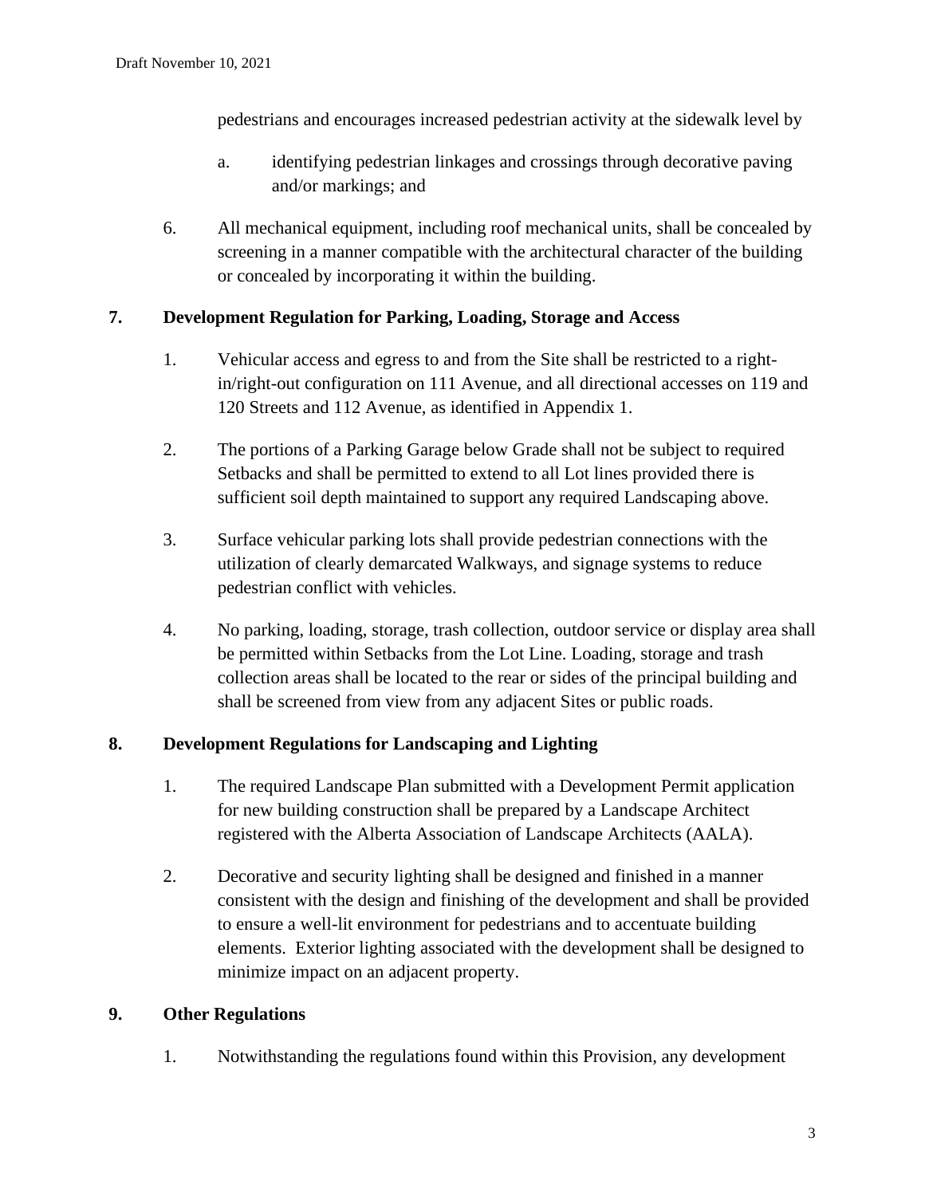pedestrians and encourages increased pedestrian activity at the sidewalk level by

a. identifying pedestrian linkages and crossings through decorative paving and/or markings; and

6. All mechanical equipment, including roof mechanical units, shall be concealed by screening in a manner compatible with the architectural character of the building or concealed by incorporating it within the building.

## 7. Development Regulation for Parking, Loading, Storage and Access

1. Vehicular access and egress to and from the Site shall be restricted to a right-in/right-out configuration on 111 Avenue, and all directional accesses on 119 and 120 Streets and 112 Avenue, as identified in Appendix 1.

2. The portions of a Parking Garage below Grade shall not be subject to required Setbacks and shall be permitted to extend to all Lot lines provided there is sufficient soil depth maintained to support any required Landscaping above.

3. Surface vehicular parking lots shall provide pedestrian connections with the utilization of clearly demarcated Walkways, and signage systems to reduce pedestrian conflict with vehicles.

4. No parking, loading, storage, trash collection, outdoor service or display area shall be permitted within Setbacks from the Lot Line. Loading, storage and trash collection areas shall be located to the rear or sides of the principal building and shall be screened from view from any adjacent Sites or public roads.

## 8. Development Regulations for Landscaping and Lighting

1. The required Landscape Plan submitted with a Development Permit application for new building construction shall be prepared by a Landscape Architect registered with the Alberta Association of Landscape Architects (AALA).

2. Decorative and security lighting shall be designed and finished in a manner consistent with the design and finishing of the development and shall be provided to ensure a well-lit environment for pedestrians and to accentuate building elements. Exterior lighting associated with the development shall be designed to minimize impact on an adjacent property.

## 9. Other Regulations

1. Notwithstanding the regulations found within this Provision, any development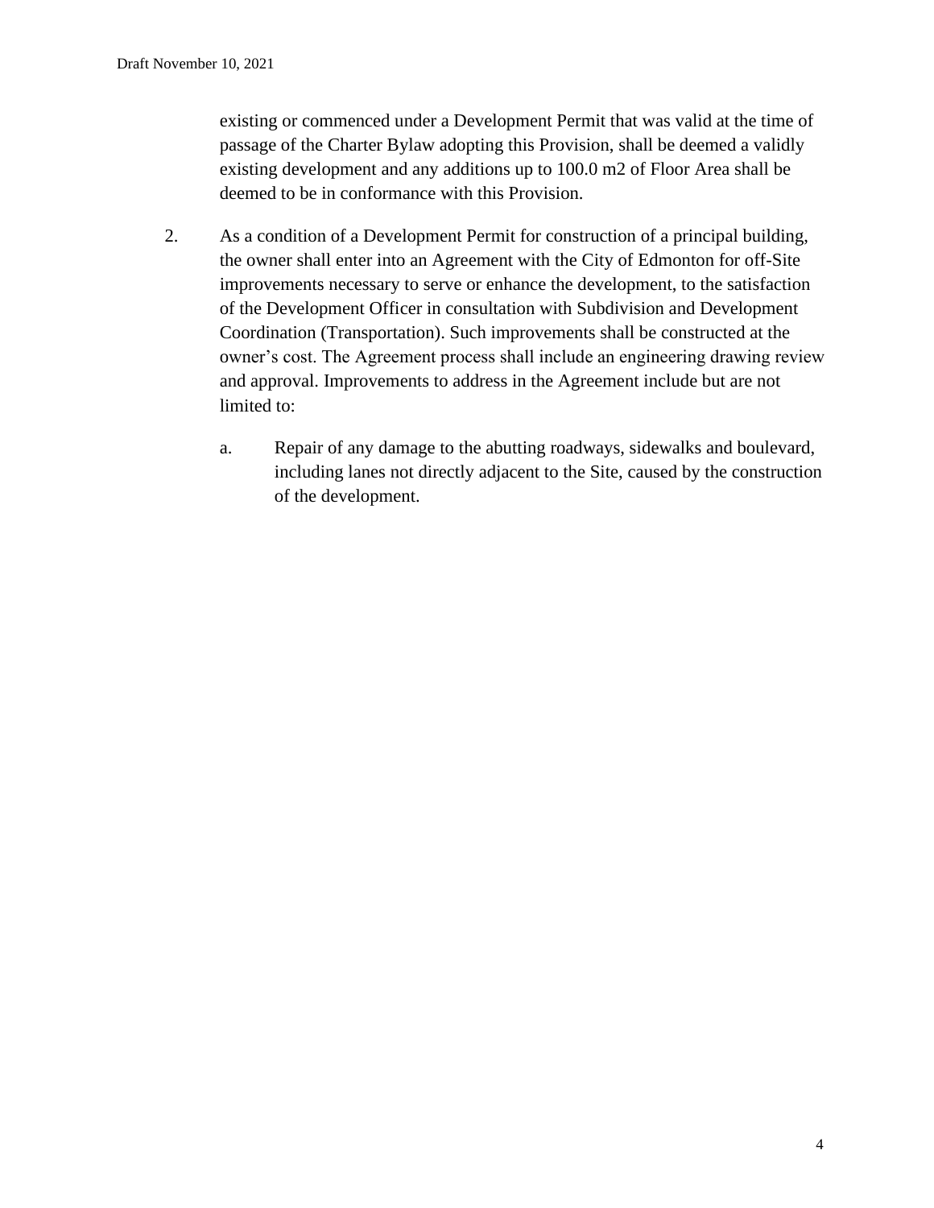existing or commenced under a Development Permit that was valid at the time of passage of the Charter Bylaw adopting this Provision, shall be deemed a validly existing development and any additions up to 100.0 m2 of Floor Area shall be deemed to be in conformance with this Provision.

2. As a condition of a Development Permit for construction of a principal building, the owner shall enter into an Agreement with the City of Edmonton for off-Site improvements necessary to serve or enhance the development, to the satisfaction of the Development Officer in consultation with Subdivision and Development Coordination (Transportation). Such improvements shall be constructed at the owner's cost. The Agreement process shall include an engineering drawing review and approval. Improvements to address in the Agreement include but are not limited to:

   a. Repair of any damage to the abutting roadways, sidewalks and boulevard, including lanes not directly adjacent to the Site, caused by the construction of the development.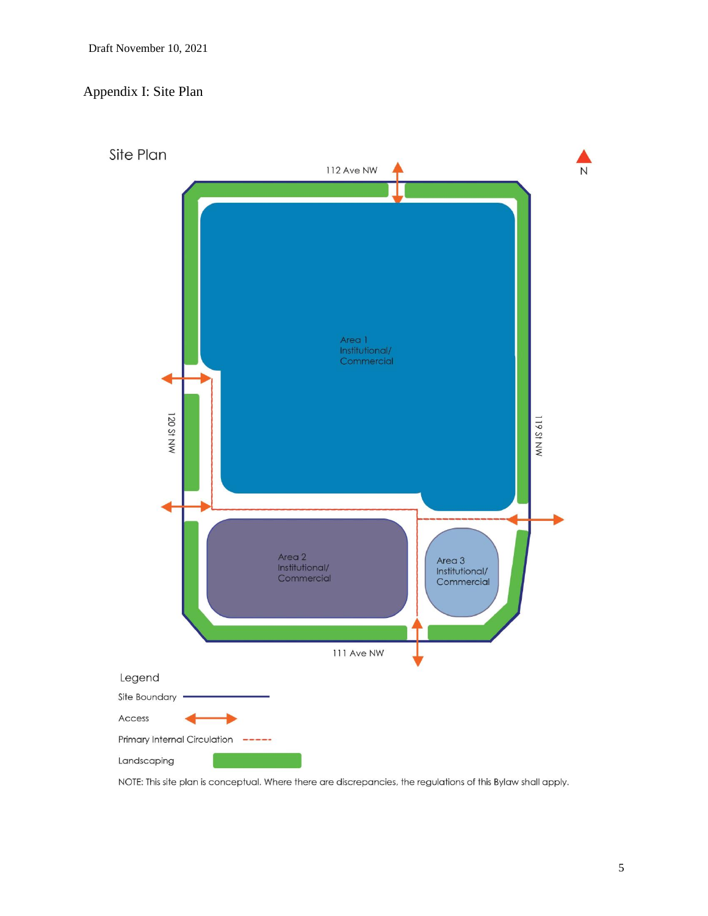Draft November 10, 2021

# Appendix I: Site Plan

Site Plan

N

112 Ave NW

120 St NW

119 St NW

111 Ave NW

Area 1
Institutional/
Commercial

Area 2
Institutional/
Commercial

Area 3
Institutional/
Commercial

Legend

Site Boundary

Access

Primary Internal Circulation

Landscaping

NOTE: This site plan is conceptual. Where there are discrepancies, the regulations of this Bylaw shall apply.